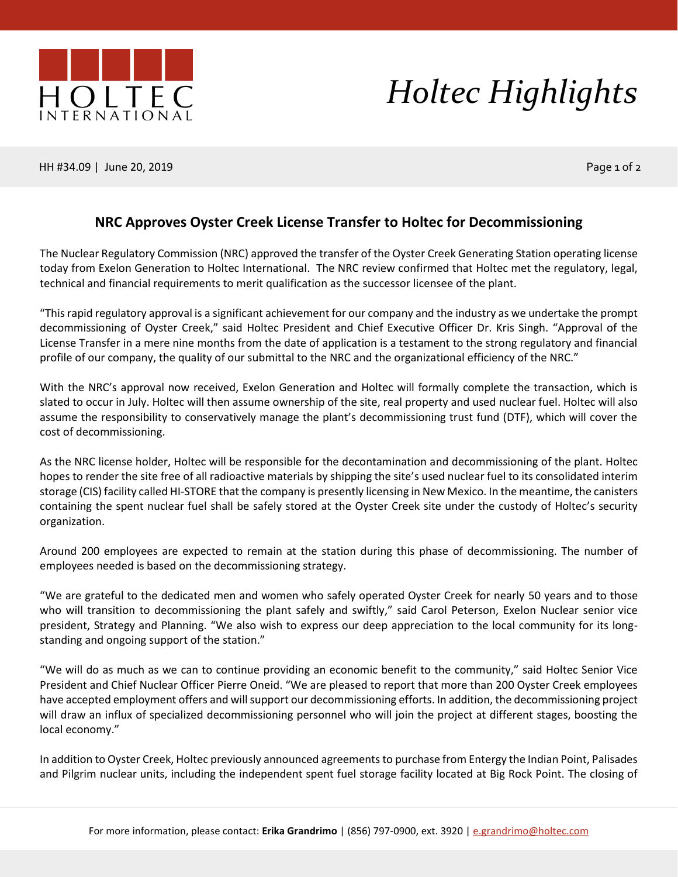# Holtec Highlights

HH #34.09 | June 20, 2019

## NRC Approves Oyster Creek License Transfer to Holtec for Decommissioning

The Nuclear Regulatory Commission (NRC) approved the transfer of the Oyster Creek Generating Station operating license today from Exelon Generation to Holtec International. The NRC review confirmed that Holtec met the regulatory, legal, technical and financial requirements to merit qualification as the successor licensee of the plant.

"This rapid regulatory approval is a significant achievement for our company and the industry as we undertake the prompt decommissioning of Oyster Creek," said Holtec President and Chief Executive Officer Dr. Kris Singh. "Approval of the License Transfer in a mere nine months from the date of application is a testament to the strong regulatory and financial profile of our company, the quality of our submittal to the NRC and the organizational efficiency of the NRC."

With the NRC's approval now received, Exelon Generation and Holtec will formally complete the transaction, which is slated to occur in July. Holtec will then assume ownership of the site, real property and used nuclear fuel. Holtec will also assume the responsibility to conservatively manage the plant's decommissioning trust fund (DTF), which will cover the cost of decommissioning.

As the NRC license holder, Holtec will be responsible for the decontamination and decommissioning of the plant. Holtec hopes to render the site free of all radioactive materials by shipping the site's used nuclear fuel to its consolidated interim storage (CIS) facility called HI-STORE that the company is presently licensing in New Mexico. In the meantime, the canisters containing the spent nuclear fuel shall be safely stored at the Oyster Creek site under the custody of Holtec's security organization.

Around 200 employees are expected to remain at the station during this phase of decommissioning. The number of employees needed is based on the decommissioning strategy.

"We are grateful to the dedicated men and women who safely operated Oyster Creek for nearly 50 years and to those who will transition to decommissioning the plant safely and swiftly," said Carol Peterson, Exelon Nuclear senior vice president, Strategy and Planning. "We also wish to express our deep appreciation to the local community for its long-standing and ongoing support of the station."

"We will do as much as we can to continue providing an economic benefit to the community," said Holtec Senior Vice President and Chief Nuclear Officer Pierre Oneid. "We are pleased to report that more than 200 Oyster Creek employees have accepted employment offers and will support our decommissioning efforts. In addition, the decommissioning project will draw an influx of specialized decommissioning personnel who will join the project at different stages, boosting the local economy."

In addition to Oyster Creek, Holtec previously announced agreements to purchase from Entergy the Indian Point, Palisades and Pilgrim nuclear units, including the independent spent fuel storage facility located at Big Rock Point. The closing of

For more information, please contact: **Erika Grandrimo** | (856) 797-0900, ext. 3920 | e.grandrimo@holtec.com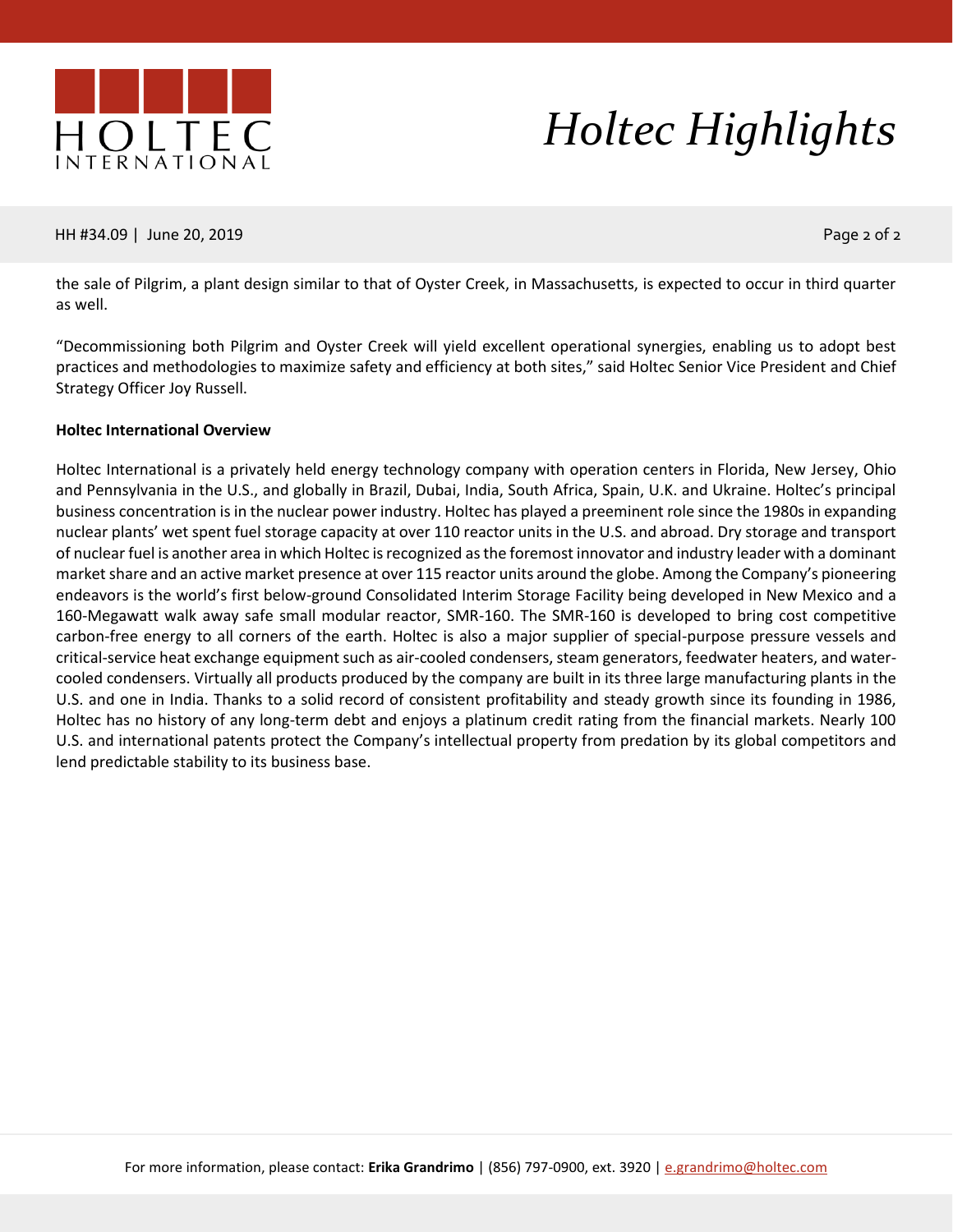the sale of Pilgrim, a plant design similar to that of Oyster Creek, in Massachusetts, is expected to occur in third quarter as well.

"Decommissioning both Pilgrim and Oyster Creek will yield excellent operational synergies, enabling us to adopt best practices and methodologies to maximize safety and efficiency at both sites," said Holtec Senior Vice President and Chief Strategy Officer Joy Russell.

**Holtec International Overview**

Holtec International is a privately held energy technology company with operation centers in Florida, New Jersey, Ohio and Pennsylvania in the U.S., and globally in Brazil, Dubai, India, South Africa, Spain, U.K. and Ukraine. Holtec's principal business concentration is in the nuclear power industry. Holtec has played a preeminent role since the 1980s in expanding nuclear plants' wet spent fuel storage capacity at over 110 reactor units in the U.S. and abroad. Dry storage and transport of nuclear fuel is another area in which Holtec is recognized as the foremost innovator and industry leader with a dominant market share and an active market presence at over 115 reactor units around the globe. Among the Company's pioneering endeavors is the world's first below-ground Consolidated Interim Storage Facility being developed in New Mexico and a 160-Megawatt walk away safe small modular reactor, SMR-160. The SMR-160 is developed to bring cost competitive carbon-free energy to all corners of the earth. Holtec is also a major supplier of special-purpose pressure vessels and critical-service heat exchange equipment such as air-cooled condensers, steam generators, feedwater heaters, and water-cooled condensers. Virtually all products produced by the company are built in its three large manufacturing plants in the U.S. and one in India. Thanks to a solid record of consistent profitability and steady growth since its founding in 1986, Holtec has no history of any long-term debt and enjoys a platinum credit rating from the financial markets. Nearly 100 U.S. and international patents protect the Company's intellectual property from predation by its global competitors and lend predictable stability to its business base.

For more information, please contact: **Erika Grandrimo** | (856) 797-0900, ext. 3920 | e.grandrimo@holtec.com